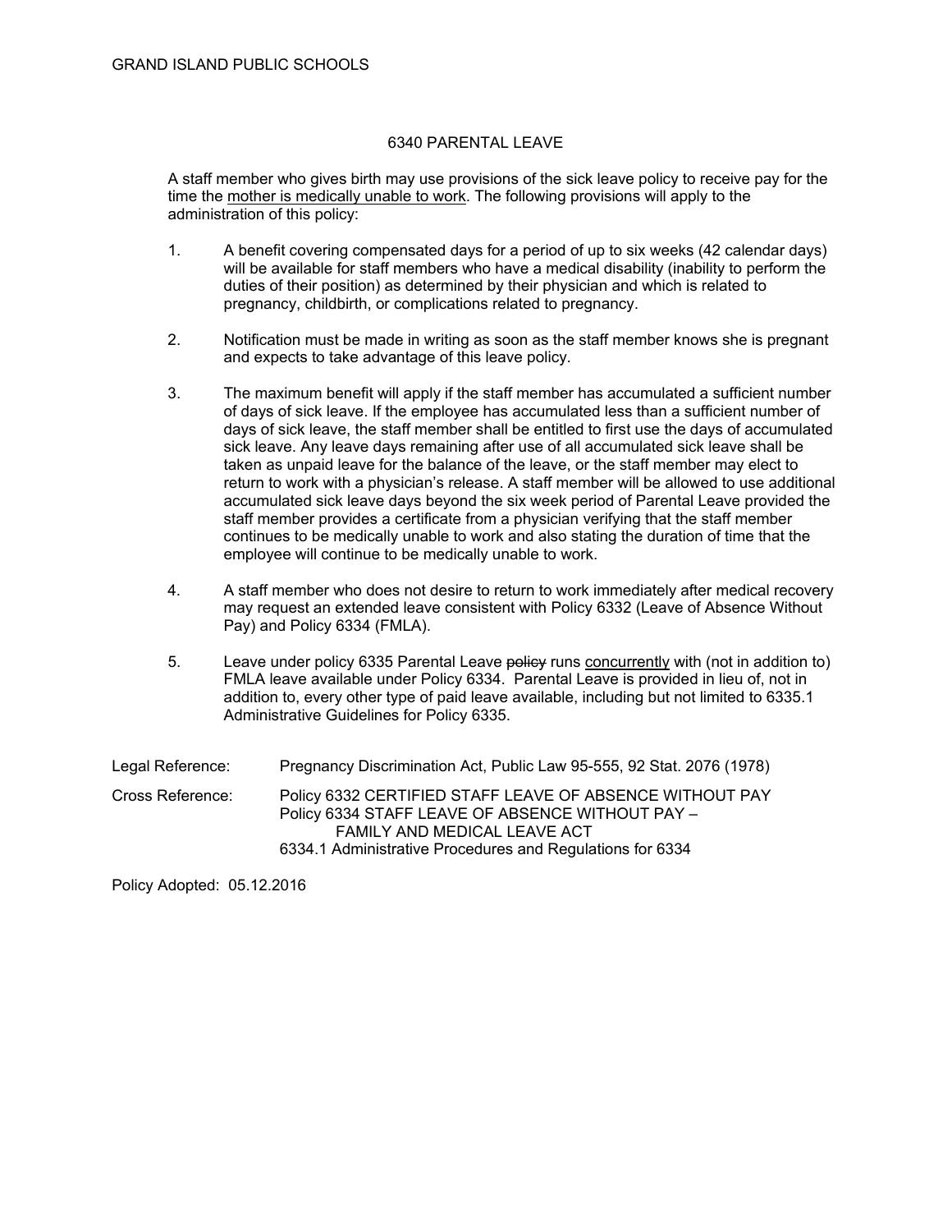GRAND ISLAND PUBLIC SCHOOLS

# 6340 PARENTAL LEAVE

A staff member who gives birth may use provisions of the sick leave policy to receive pay for the time the <u>mother is medically unable to work</u>. The following provisions will apply to the administration of this policy:

1. A benefit covering compensated days for a period of up to six weeks (42 calendar days) will be available for staff members who have a medical disability (inability to perform the duties of their position) as determined by their physician and which is related to pregnancy, childbirth, or complications related to pregnancy.

2. Notification must be made in writing as soon as the staff member knows she is pregnant and expects to take advantage of this leave policy.

3. The maximum benefit will apply if the staff member has accumulated a sufficient number of days of sick leave. If the employee has accumulated less than a sufficient number of days of sick leave, the staff member shall be entitled to first use the days of accumulated sick leave. Any leave days remaining after use of all accumulated sick leave shall be taken as unpaid leave for the balance of the leave, or the staff member may elect to return to work with a physician's release. A staff member will be allowed to use additional accumulated sick leave days beyond the six week period of Parental Leave provided the staff member provides a certificate from a physician verifying that the staff member continues to be medically unable to work and also stating the duration of time that the employee will continue to be medically unable to work.

4. A staff member who does not desire to return to work immediately after medical recovery may request an extended leave consistent with Policy 6332 (Leave of Absence Without Pay) and Policy 6334 (FMLA).

5. Leave under policy 6335 Parental Leave ~~policy~~ runs <u>concurrently</u> with (not in addition to) FMLA leave available under Policy 6334. Parental Leave is provided in lieu of, not in addition to, every other type of paid leave available, including but not limited to 6335.1 Administrative Guidelines for Policy 6335.

Legal Reference: Pregnancy Discrimination Act, Public Law 95-555, 92 Stat. 2076 (1978)

Cross Reference: Policy 6332 CERTIFIED STAFF LEAVE OF ABSENCE WITHOUT PAY
Policy 6334 STAFF LEAVE OF ABSENCE WITHOUT PAY – FAMILY AND MEDICAL LEAVE ACT
6334.1 Administrative Procedures and Regulations for 6334

Policy Adopted: 05.12.2016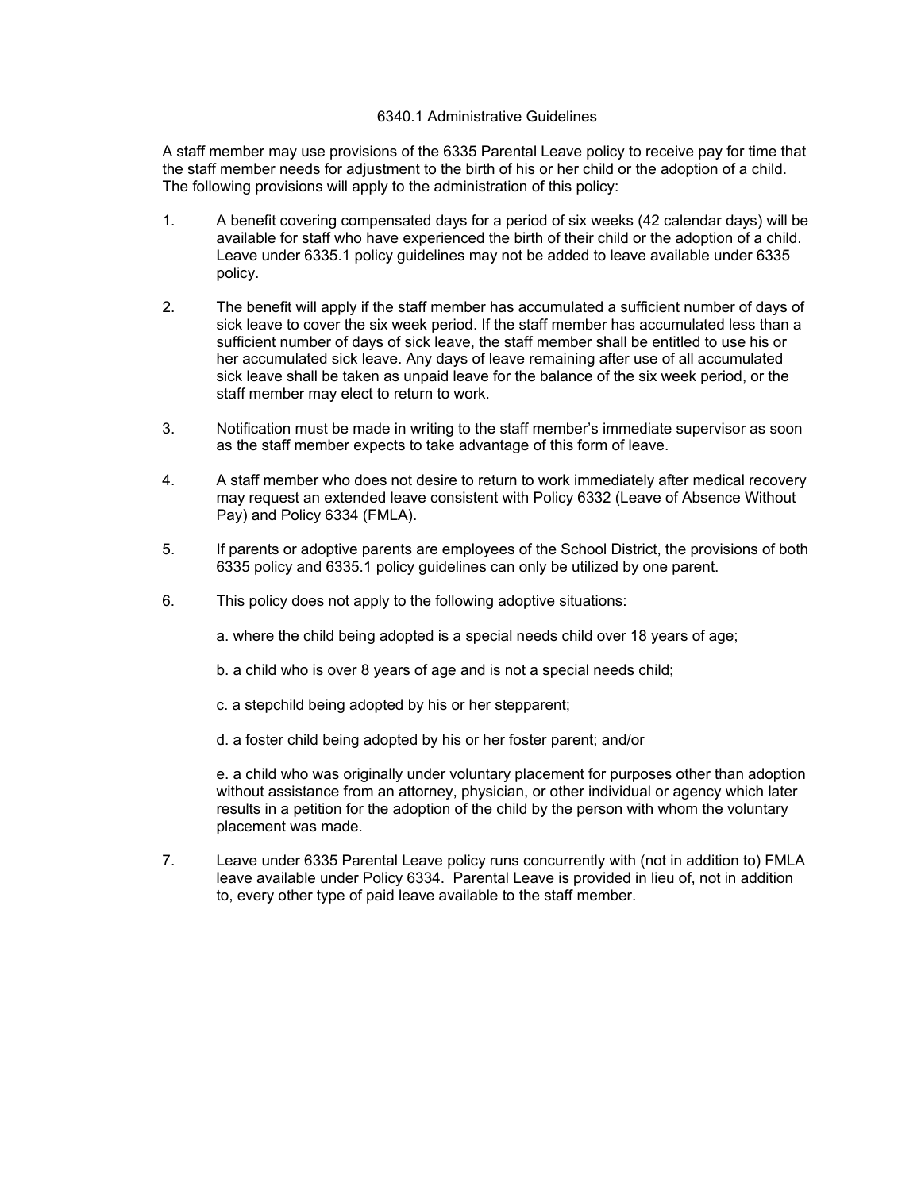# 6340.1 Administrative Guidelines

A staff member may use provisions of the 6335 Parental Leave policy to receive pay for time that the staff member needs for adjustment to the birth of his or her child or the adoption of a child. The following provisions will apply to the administration of this policy:

1. A benefit covering compensated days for a period of six weeks (42 calendar days) will be available for staff who have experienced the birth of their child or the adoption of a child. Leave under 6335.1 policy guidelines may not be added to leave available under 6335 policy.

2. The benefit will apply if the staff member has accumulated a sufficient number of days of sick leave to cover the six week period. If the staff member has accumulated less than a sufficient number of days of sick leave, the staff member shall be entitled to use his or her accumulated sick leave. Any days of leave remaining after use of all accumulated sick leave shall be taken as unpaid leave for the balance of the six week period, or the staff member may elect to return to work.

3. Notification must be made in writing to the staff member's immediate supervisor as soon as the staff member expects to take advantage of this form of leave.

4. A staff member who does not desire to return to work immediately after medical recovery may request an extended leave consistent with Policy 6332 (Leave of Absence Without Pay) and Policy 6334 (FMLA).

5. If parents or adoptive parents are employees of the School District, the provisions of both 6335 policy and 6335.1 policy guidelines can only be utilized by one parent.

6. This policy does not apply to the following adoptive situations:

   a. where the child being adopted is a special needs child over 18 years of age;

   b. a child who is over 8 years of age and is not a special needs child;

   c. a stepchild being adopted by his or her stepparent;

   d. a foster child being adopted by his or her foster parent; and/or

   e. a child who was originally under voluntary placement for purposes other than adoption without assistance from an attorney, physician, or other individual or agency which later results in a petition for the adoption of the child by the person with whom the voluntary placement was made.

7. Leave under 6335 Parental Leave policy runs concurrently with (not in addition to) FMLA leave available under Policy 6334. Parental Leave is provided in lieu of, not in addition to, every other type of paid leave available to the staff member.